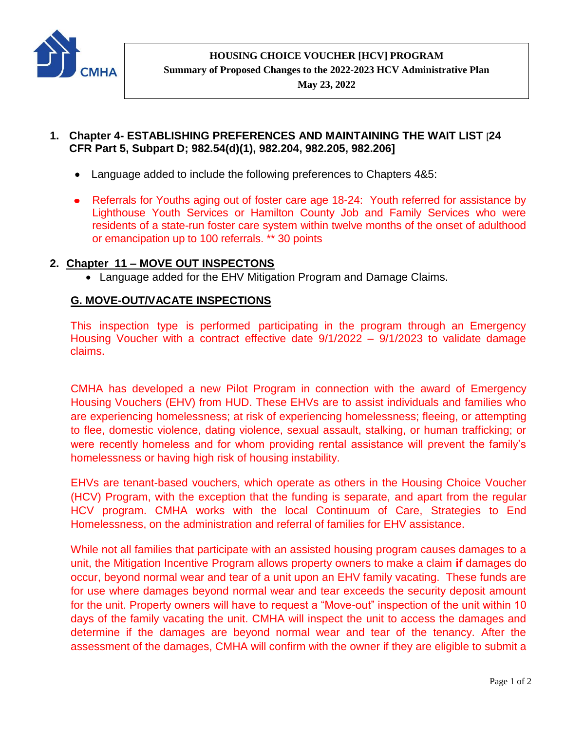CMHA

**HOUSING CHOICE VOUCHER [HCV] PROGRAM**
**Summary of Proposed Changes to the 2022-2023 HCV Administrative Plan**
**May 23, 2022**

1. **Chapter 4- ESTABLISHING PREFERENCES AND MAINTAINING THE WAIT LIST [24 CFR Part 5, Subpart D; 982.54(d)(1), 982.204, 982.205, 982.206]**

   - Language added to include the following preferences to Chapters 4&5:
   - Referrals for Youths aging out of foster care age 18-24: Youth referred for assistance by Lighthouse Youth Services or Hamilton County Job and Family Services who were residents of a state-run foster care system within twelve months of the onset of adulthood or emancipation up to 100 referrals. ** 30 points

2. **Chapter 11 – MOVE OUT INSPECTONS**
   - Language added for the EHV Mitigation Program and Damage Claims.

**G. MOVE-OUT/VACATE INSPECTIONS**

This inspection type is performed participating in the program through an Emergency Housing Voucher with a contract effective date 9/1/2022 – 9/1/2023 to validate damage claims.

CMHA has developed a new Pilot Program in connection with the award of Emergency Housing Vouchers (EHV) from HUD. These EHVs are to assist individuals and families who are experiencing homelessness; at risk of experiencing homelessness; fleeing, or attempting to flee, domestic violence, dating violence, sexual assault, stalking, or human trafficking; or were recently homeless and for whom providing rental assistance will prevent the family's homelessness or having high risk of housing instability.

EHVs are tenant-based vouchers, which operate as others in the Housing Choice Voucher (HCV) Program, with the exception that the funding is separate, and apart from the regular HCV program. CMHA works with the local Continuum of Care, Strategies to End Homelessness, on the administration and referral of families for EHV assistance.

While not all families that participate with an assisted housing program causes damages to a unit, the Mitigation Incentive Program allows property owners to make a claim **if** damages do occur, beyond normal wear and tear of a unit upon an EHV family vacating. These funds are for use where damages beyond normal wear and tear exceeds the security deposit amount for the unit. Property owners will have to request a "Move-out" inspection of the unit within 10 days of the family vacating the unit. CMHA will inspect the unit to access the damages and determine if the damages are beyond normal wear and tear of the tenancy. After the assessment of the damages, CMHA will confirm with the owner if they are eligible to submit a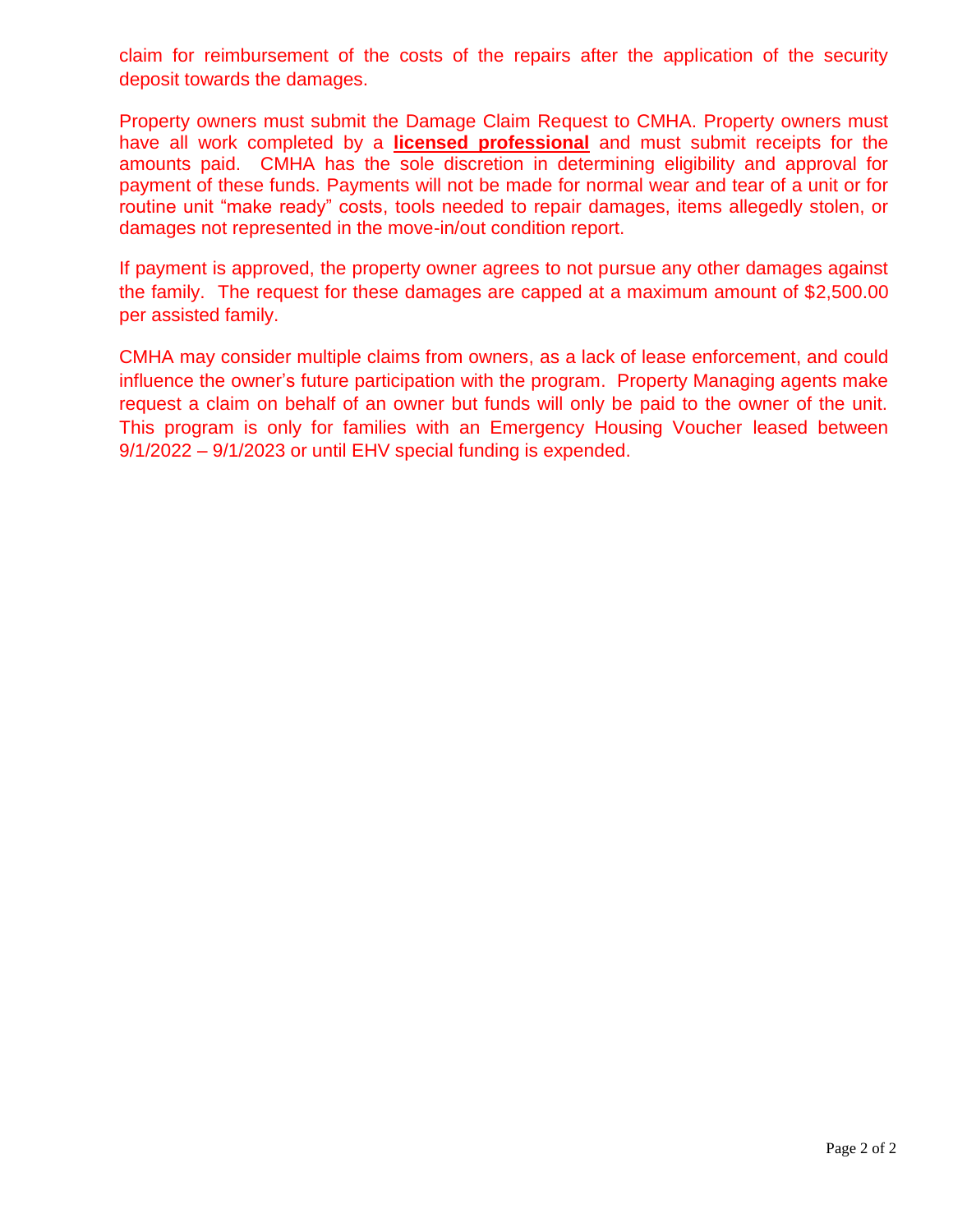claim for reimbursement of the costs of the repairs after the application of the security deposit towards the damages.

Property owners must submit the Damage Claim Request to CMHA. Property owners must have all work completed by a **licensed professional** and must submit receipts for the amounts paid. CMHA has the sole discretion in determining eligibility and approval for payment of these funds. Payments will not be made for normal wear and tear of a unit or for routine unit "make ready" costs, tools needed to repair damages, items allegedly stolen, or damages not represented in the move-in/out condition report.

If payment is approved, the property owner agrees to not pursue any other damages against the family. The request for these damages are capped at a maximum amount of $2,500.00 per assisted family.

CMHA may consider multiple claims from owners, as a lack of lease enforcement, and could influence the owner's future participation with the program. Property Managing agents make request a claim on behalf of an owner but funds will only be paid to the owner of the unit. This program is only for families with an Emergency Housing Voucher leased between 9/1/2022 – 9/1/2023 or until EHV special funding is expended.